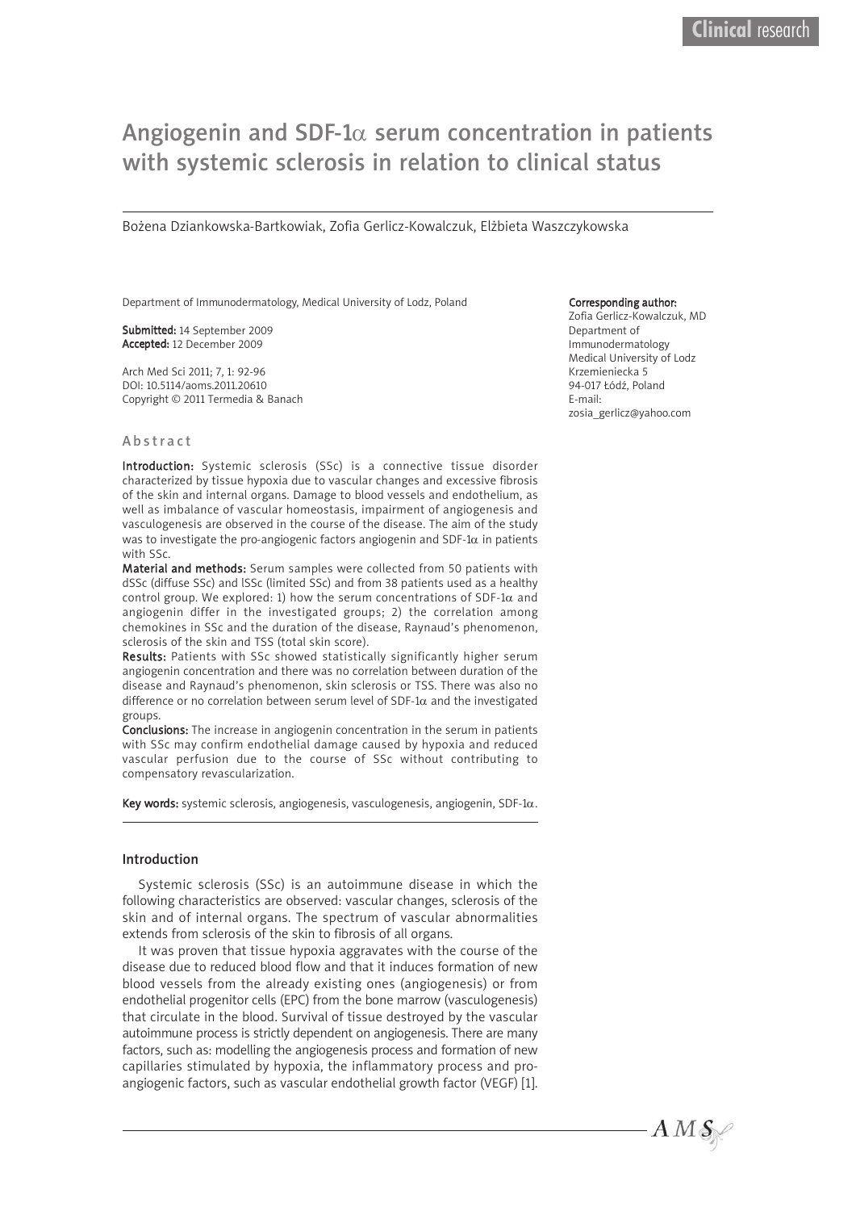Clinical research

# Angiogenin and SDF-1$\alpha$ serum concentration in patients with systemic sclerosis in relation to clinical status

Bożena Dziankowska-Bartkowiak, Zofia Gerlicz-Kowalczuk, Elżbieta Waszczykowska

Department of Immunodermatology, Medical University of Lodz, Poland

**Submitted:** 14 September 2009
**Accepted:** 12 December 2009

Arch Med Sci 2011; 7, 1: 92-96
DOI: 10.5114/aoms.2011.20610
Copyright © 2011 Termedia & Banach

**Corresponding author:**
Zofia Gerlicz-Kowalczuk, MD
Department of Immunodermatology
Medical University of Lodz
Krzemieniecka 5
94-017 Łódź, Poland
E-mail: zosia_gerlicz@yahoo.com

## Abstract

**Introduction:** Systemic sclerosis (SSc) is a connective tissue disorder characterized by tissue hypoxia due to vascular changes and excessive fibrosis of the skin and internal organs. Damage to blood vessels and endothelium, as well as imbalance of vascular homeostasis, impairment of angiogenesis and vasculogenesis are observed in the course of the disease. The aim of the study was to investigate the pro-angiogenic factors angiogenin and SDF-1$\alpha$ in patients with SSc.

**Material and methods:** Serum samples were collected from 50 patients with dSSc (diffuse SSc) and lSSc (limited SSc) and from 38 patients used as a healthy control group. We explored: 1) how the serum concentrations of SDF-1$\alpha$ and angiogenin differ in the investigated groups; 2) the correlation among chemokines in SSc and the duration of the disease, Raynaud's phenomenon, sclerosis of the skin and TSS (total skin score).

**Results:** Patients with SSc showed statistically significantly higher serum angiogenin concentration and there was no correlation between duration of the disease and Raynaud's phenomenon, skin sclerosis or TSS. There was also no difference or no correlation between serum level of SDF-1$\alpha$ and the investigated groups.

**Conclusions:** The increase in angiogenin concentration in the serum in patients with SSc may confirm endothelial damage caused by hypoxia and reduced vascular perfusion due to the course of SSc without contributing to compensatory revascularization.

**Key words:** systemic sclerosis, angiogenesis, vasculogenesis, angiogenin, SDF-1$\alpha$.

## Introduction

Systemic sclerosis (SSc) is an autoimmune disease in which the following characteristics are observed: vascular changes, sclerosis of the skin and of internal organs. The spectrum of vascular abnormalities extends from sclerosis of the skin to fibrosis of all organs.

It was proven that tissue hypoxia aggravates with the course of the disease due to reduced blood flow and that it induces formation of new blood vessels from the already existing ones (angiogenesis) or from endothelial progenitor cells (EPC) from the bone marrow (vasculogenesis) that circulate in the blood. Survival of tissue destroyed by the vascular autoimmune process is strictly dependent on angiogenesis. There are many factors, such as: modelling the angiogenesis process and formation of new capillaries stimulated by hypoxia, the inflammatory process and pro-angiogenic factors, such as vascular endothelial growth factor (VEGF) [1].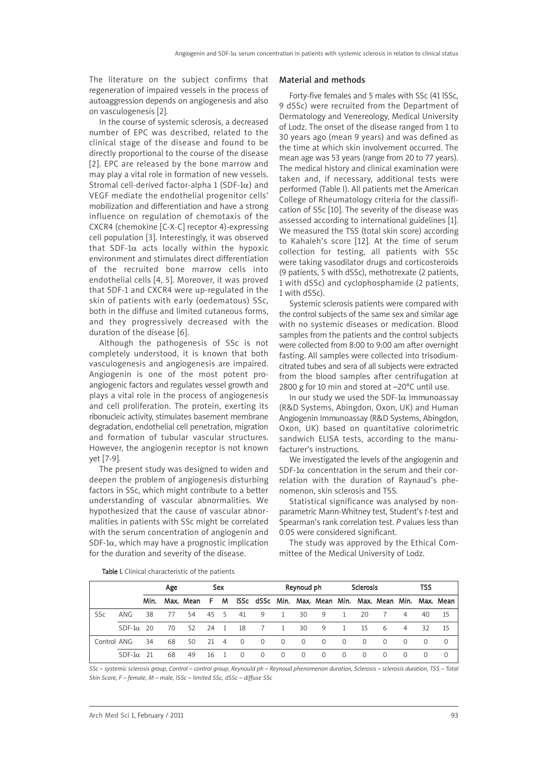The literature on the subject confirms that regeneration of impaired vessels in the process of autoaggression depends on angiogenesis and also on vasculogenesis [2].

In the course of systemic sclerosis, a decreased number of EPC was described, related to the clinical stage of the disease and found to be directly proportional to the course of the disease [2]. EPC are released by the bone marrow and may play a vital role in formation of new vessels. Stromal cell-derived factor-alpha 1 (SDF-1α) and VEGF mediate the endothelial progenitor cells' mobilization and differentiation and have a strong influence on regulation of chemotaxis of the CXCR4 (chemokine [C-X-C] receptor 4)-expressing cell population [3]. Interestingly, it was observed that SDF-1α acts locally within the hypoxic environment and stimulates direct differentiation of the recruited bone marrow cells into endothelial cells [4, 5]. Moreover, it was proved that SDF-1 and CXCR4 were up-regulated in the skin of patients with early (oedematous) SSc, both in the diffuse and limited cutaneous forms, and they progressively decreased with the duration of the disease [6].

Although the pathogenesis of SSc is not completely understood, it is known that both vasculogenesis and angiogenesis are impaired. Angiogenin is one of the most potent pro-angiogenic factors and regulates vessel growth and plays a vital role in the process of angiogenesis and cell proliferation. The protein, exerting its ribonucleic activity, stimulates basement membrane degradation, endothelial cell penetration, migration and formation of tubular vascular structures. However, the angiogenin receptor is not known yet [7-9].

The present study was designed to widen and deepen the problem of angiogenesis disturbing factors in SSc, which might contribute to a better understanding of vascular abnormalities. We hypothesized that the cause of vascular abnormalities in patients with SSc might be correlated with the serum concentration of angiogenin and SDF-1α, which may have a prognostic implication for the duration and severity of the disease.

## Material and methods

Forty-five females and 5 males with SSc (41 lSSc, 9 dSSc) were recruited from the Department of Dermatology and Venereology, Medical University of Lodz. The onset of the disease ranged from 1 to 30 years ago (mean 9 years) and was defined as the time at which skin involvement occurred. The mean age was 53 years (range from 20 to 77 years). The medical history and clinical examination were taken and, if necessary, additional tests were performed (Table I). All patients met the American College of Rheumatology criteria for the classification of SSc [10]. The severity of the disease was assessed according to international guidelines [1]. We measured the TSS (total skin score) according to Kahaleh's score [12]. At the time of serum collection for testing, all patients with SSc were taking vasodilator drugs and corticosteroids (9 patients, 5 with dSSc), methotrexate (2 patients, 1 with dSSc) and cyclophosphamide (2 patients, 1 with dSSc).

Systemic sclerosis patients were compared with the control subjects of the same sex and similar age with no systemic diseases or medication. Blood samples from the patients and the control subjects were collected from 8:00 to 9:00 am after overnight fasting. All samples were collected into trisodium-citrated tubes and sera of all subjects were extracted from the blood samples after centrifugation at 2800 g for 10 min and stored at –20°C until use.

In our study we used the SDF-1α Immunoassay (R&D Systems, Abingdon, Oxon, UK) and Human Angiogenin Immunoassay (R&D Systems, Abingdon, Oxon, UK) based on quantitative colorimetric sandwich ELISA tests, according to the manufacturer's instructions.

We investigated the levels of the angiogenin and SDF-1α concentration in the serum and their correlation with the duration of Raynaud's phenomenon, skin sclerosis and TSS.

Statistical significance was analysed by nonparametric Mann-Whitney test, Student's *t*-test and Spearman's rank correlation test. *P* values less than 0.05 were considered significant.

The study was approved by the Ethical Committee of the Medical University of Lodz.

**Table I.** Clinical characteristic of the patients

| | | Age | | | Sex | | | | Reynoud ph | | | Sclerosis | | | TSS | | |
|---|---|---|---|---|---|---|---|---|---|---|---|---|---|---|---|---|---|
| | | Min. | Max. | Mean | F | M | lSSc | dSSc | Min. | Max. | Mean | Min. | Max. | Mean | Min. | Max. | Mean |
| SSc | ANG | 38 | 77 | 54 | 45 | 5 | 41 | 9 | 1 | 30 | 9 | 1 | 20 | 7 | 4 | 40 | 15 |
| | SDF-1α | 20 | 70 | 52 | 24 | 1 | 18 | 7 | 1 | 30 | 9 | 1 | 15 | 6 | 4 | 32 | 15 |
| Control | ANG | 34 | 68 | 50 | 21 | 4 | 0 | 0 | 0 | 0 | 0 | 0 | 0 | 0 | 0 | 0 | 0 |
| | SDF-1α | 21 | 68 | 49 | 16 | 1 | 0 | 0 | 0 | 0 | 0 | 0 | 0 | 0 | 0 | 0 | 0 |

*SSc – systemic sclerosis group, Control – control group, Reynould ph – Reynoud phenomenon duration, Sclerosis – sclerosis duration, TSS – Total Skin Score, F – female, M – male, lSSc – limited SSc, dSSc – diffuse SSc*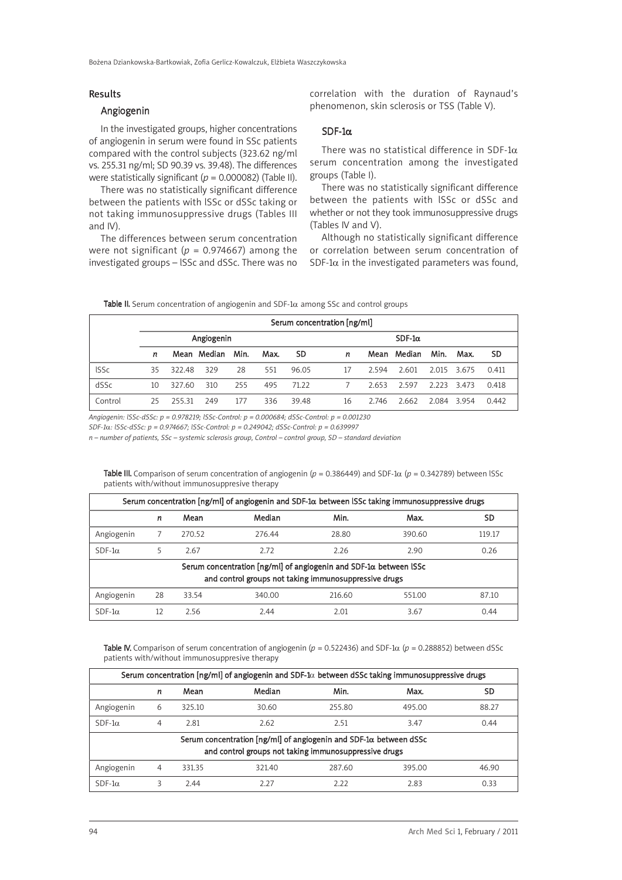## Results

### Angiogenin

In the investigated groups, higher concentrations of angiogenin in serum were found in SSc patients compared with the control subjects (323.62 ng/ml vs. 255.31 ng/ml; SD 90.39 vs. 39.48). The differences were statistically significant ($p = 0.000082$) (Table II).

There was no statistically significant difference between the patients with lSSc or dSSc taking or not taking immunosuppressive drugs (Tables III and IV).

The differences between serum concentration were not significant ($p = 0.974667$) among the investigated groups – lSSc and dSSc. There was no correlation with the duration of Raynaud's phenomenon, skin sclerosis or TSS (Table V).

### SDF-1α

There was no statistical difference in SDF-1α serum concentration among the investigated groups (Table I).

There was no statistically significant difference between the patients with lSSc or dSSc and whether or not they took immunosuppressive drugs (Tables IV and V).

Although no statistically significant difference or correlation between serum concentration of SDF-1α in the investigated parameters was found,

**Table II.** Serum concentration of angiogenin and SDF-1α among SSc and control groups

| | Serum concentration [ng/ml] | | | | | | | | | | | |
|---|---|---|---|---|---|---|---|---|---|---|---|---|
| | Angiogenin | | | | | | SDF-1α | | | | | |
| | *n* | Mean | Median | Min. | Max. | SD | *n* | Mean | Median | Min. | Max. | SD |
| lSSc | 35 | 322.48 | 329 | 28 | 551 | 96.05 | 17 | 2.594 | 2.601 | 2.015 | 3.675 | 0.411 |
| dSSc | 10 | 327.60 | 310 | 255 | 495 | 71.22 | 7 | 2.653 | 2.597 | 2.223 | 3.473 | 0.418 |
| Control | 25 | 255.31 | 249 | 177 | 336 | 39.48 | 16 | 2.746 | 2.662 | 2.084 | 3.954 | 0.442 |

*Angiogenin: lSSc-dSSc: p = 0.978219; lSSc-Control: p = 0.000684; dSSc-Control: p = 0.001230*

*SDF-1α: lSSc-dSSc: p = 0.974667; lSSc-Control: p = 0.249042; dSSc-Control: p = 0.639997*

*n – number of patients, SSc – systemic sclerosis group, Control – control group, SD – standard deviation*

**Table III.** Comparison of serum concentration of angiogenin ($p = 0.386449$) and SDF-1α ($p = 0.342789$) between lSSc patients with/without immunosuppresive therapy

| Serum concentration [ng/ml] of angiogenin and SDF-1α between lSSc taking immunosuppressive drugs | | | | | | |
|---|---|---|---|---|---|---|
| | *n* | Mean | Median | Min. | Max. | SD |
| Angiogenin | 7 | 270.52 | 276.44 | 28.80 | 390.60 | 119.17 |
| SDF-1α | 5 | 2.67 | 2.72 | 2.26 | 2.90 | 0.26 |
| Serum concentration [ng/ml] of angiogenin and SDF-1α between lSSc and control groups not taking immunosuppressive drugs | | | | | | |
| Angiogenin | 28 | 33.54 | 340.00 | 216.60 | 551.00 | 87.10 |
| SDF-1α | 12 | 2.56 | 2.44 | 2.01 | 3.67 | 0.44 |

**Table IV.** Comparison of serum concentration of angiogenin ($p = 0.522436$) and SDF-1α ($p = 0.288852$) between dSSc patients with/without immunosuppressive therapy

| Serum concentration [ng/ml] of angiogenin and SDF-1α between dSSc taking immunosuppressive drugs | | | | | | |
|---|---|---|---|---|---|---|
| | *n* | Mean | Median | Min. | Max. | SD |
| Angiogenin | 6 | 325.10 | 30.60 | 255.80 | 495.00 | 88.27 |
| SDF-1α | 4 | 2.81 | 2.62 | 2.51 | 3.47 | 0.44 |
| Serum concentration [ng/ml] of angiogenin and SDF-1α between dSSc and control groups not taking immunosuppressive drugs | | | | | | |
| Angiogenin | 4 | 331.35 | 321.40 | 287.60 | 395.00 | 46.90 |
| SDF-1α | 3 | 2.44 | 2.27 | 2.22 | 2.83 | 0.33 |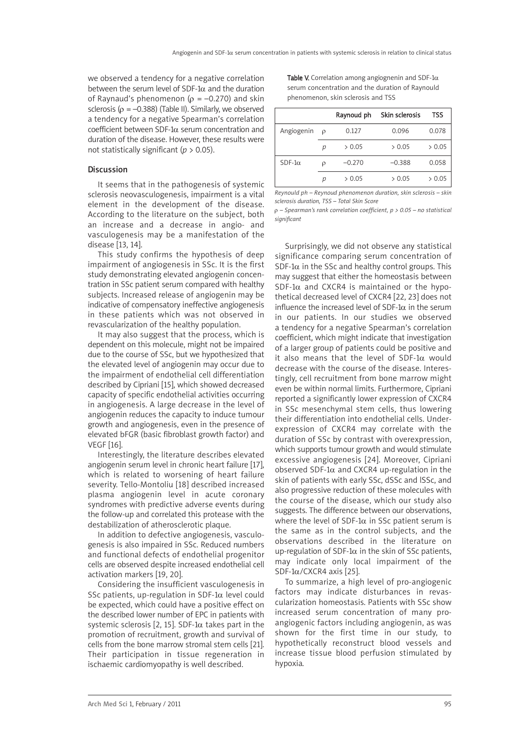we observed a tendency for a negative correlation between the serum level of SDF-1α and the duration of Raynaud's phenomenon (ρ = –0.270) and skin sclerosis (ρ = –0.388) (Table II). Similarly, we observed a tendency for a negative Spearman's correlation coefficient between SDF-1α serum concentration and duration of the disease. However, these results were not statistically significant ($p > 0.05$).

## Discussion

It seems that in the pathogenesis of systemic sclerosis neovasculogenesis, impairment is a vital element in the development of the disease. According to the literature on the subject, both an increase and a decrease in angio- and vasculogenesis may be a manifestation of the disease [13, 14].

This study confirms the hypothesis of deep impairment of angiogenesis in SSc. It is the first study demonstrating elevated angiogenin concentration in SSc patient serum compared with healthy subjects. Increased release of angiogenin may be indicative of compensatory ineffective angiogenesis in these patients which was not observed in revascularization of the healthy population.

It may also suggest that the process, which is dependent on this molecule, might not be impaired due to the course of SSc, but we hypothesized that the elevated level of angiogenin may occur due to the impairment of endothelial cell differentiation described by Cipriani [15], which showed decreased capacity of specific endothelial activities occurring in angiogenesis. A large decrease in the level of angiogenin reduces the capacity to induce tumour growth and angiogenesis, even in the presence of elevated bFGR (basic fibroblast growth factor) and VEGF [16].

Interestingly, the literature describes elevated angiogenin serum level in chronic heart failure [17], which is related to worsening of heart failure severity. Tello-Montoliu [18] described increased plasma angiogenin level in acute coronary syndromes with predictive adverse events during the follow-up and correlated this protease with the destabilization of atherosclerotic plaque.

In addition to defective angiogenesis, vasculogenesis is also impaired in SSc. Reduced numbers and functional defects of endothelial progenitor cells are observed despite increased endothelial cell activation markers [19, 20].

Considering the insufficient vasculogenesis in SSc patients, up-regulation in SDF-1α level could be expected, which could have a positive effect on the described lower number of EPC in patients with systemic sclerosis [2, 15]. SDF-1α takes part in the promotion of recruitment, growth and survival of cells from the bone marrow stromal stem cells [21]. Their participation in tissue regeneration in ischaemic cardiomyopathy is well described.

**Table V.** Correlation among angiogenin and SDF-1α serum concentration and the duration of Raynould phenomenon, skin sclerosis and TSS

| | | Raynoud ph | Skin sclerosis | TSS |
|---|---|---|---|---|
| Angiogenin | ρ | 0.127 | 0.096 | 0.078 |
| | $p$ | > 0.05 | > 0.05 | > 0.05 |
| SDF-1α | ρ | –0.270 | –0.388 | 0.058 |
| | $p$ | > 0.05 | > 0.05 | > 0.05 |

*Reynould ph – Reynoud phenomenon duration, skin sclerosis – skin sclerosis duration, TSS – Total Skin Score*

*ρ – Spearman's rank correlation coefficient, p > 0.05 – no statistical significant*

Surprisingly, we did not observe any statistical significance comparing serum concentration of SDF-1α in the SSc and healthy control groups. This may suggest that either the homeostasis between SDF-1α and CXCR4 is maintained or the hypothetical decreased level of CXCR4 [22, 23] does not influence the increased level of SDF-1α in the serum in our patients. In our studies we observed a tendency for a negative Spearman's correlation coefficient, which might indicate that investigation of a larger group of patients could be positive and it also means that the level of SDF-1α would decrease with the course of the disease. Interestingly, cell recruitment from bone marrow might even be within normal limits. Furthermore, Cipriani reported a significantly lower expression of CXCR4 in SSc mesenchymal stem cells, thus lowering their differentiation into endothelial cells. Underexpression of CXCR4 may correlate with the duration of SSc by contrast with overexpression, which supports tumour growth and would stimulate excessive angiogenesis [24]. Moreover, Cipriani observed SDF-1α and CXCR4 up-regulation in the skin of patients with early SSc, dSSc and lSSc, and also progressive reduction of these molecules with the course of the disease, which our study also suggests. The difference between our observations, where the level of SDF-1α in SSc patient serum is the same as in the control subjects, and the observations described in the literature on up-regulation of SDF-1α in the skin of SSc patients, may indicate only local impairment of the SDF-1α/CXCR4 axis [25].

To summarize, a high level of pro-angiogenic factors may indicate disturbances in revascularization homeostasis. Patients with SSc show increased serum concentration of many pro-angiogenic factors including angiogenin, as was shown for the first time in our study, to hypothetically reconstruct blood vessels and increase tissue blood perfusion stimulated by hypoxia.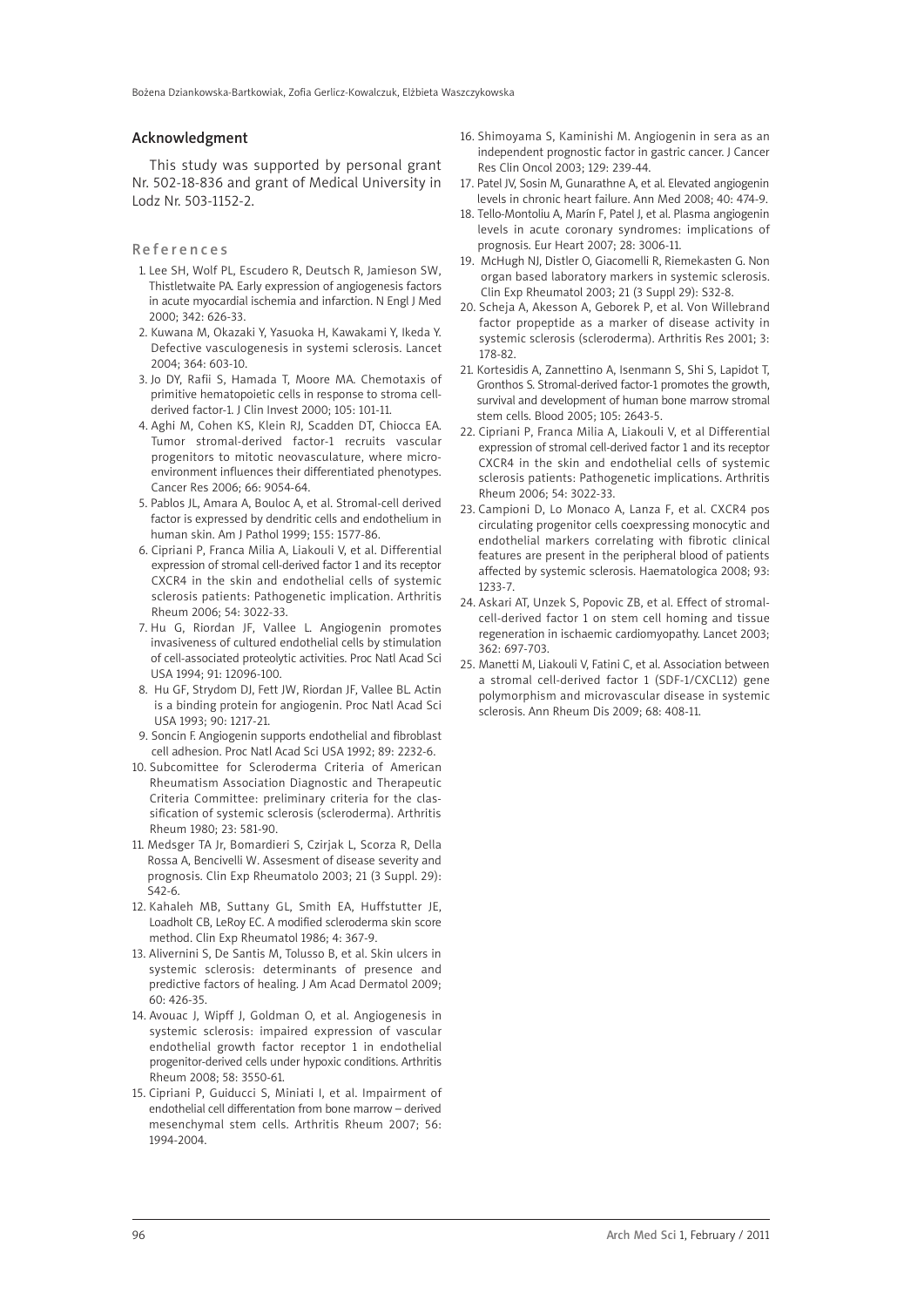## Acknowledgment

This study was supported by personal grant Nr. 502-18-836 and grant of Medical University in Lodz Nr. 503-1152-2.

## References

1. Lee SH, Wolf PL, Escudero R, Deutsch R, Jamieson SW, Thistletwaite PA. Early expression of angiogenesis factors in acute myocardial ischemia and infarction. N Engl J Med 2000; 342: 626-33.
2. Kuwana M, Okazaki Y, Yasuoka H, Kawakami Y, Ikeda Y. Defective vasculogenesis in systemi sclerosis. Lancet 2004; 364: 603-10.
3. Jo DY, Rafii S, Hamada T, Moore MA. Chemotaxis of primitive hematopoietic cells in response to stroma cell-derived factor-1. J Clin Invest 2000; 105: 101-11.
4. Aghi M, Cohen KS, Klein RJ, Scadden DT, Chiocca EA. Tumor stromal-derived factor-1 recruits vascular progenitors to mitotic neovasculature, where microenvironment influences their differentiated phenotypes. Cancer Res 2006; 66: 9054-64.
5. Pablos JL, Amara A, Bouloc A, et al. Stromal-cell derived factor is expressed by dendritic cells and endothelium in human skin. Am J Pathol 1999; 155: 1577-86.
6. Cipriani P, Franca Milia A, Liakouli V, et al. Differential expression of stromal cell-derived factor 1 and its receptor CXCR4 in the skin and endothelial cells of systemic sclerosis patients: Pathogenetic implication. Arthritis Rheum 2006; 54: 3022-33.
7. Hu G, Riordan JF, Vallee L. Angiogenin promotes invasiveness of cultured endothelial cells by stimulation of cell-associated proteolytic activities. Proc Natl Acad Sci USA 1994; 91: 12096-100.
8. Hu GF, Strydom DJ, Fett JW, Riordan JF, Vallee BL. Actin is a binding protein for angiogenin. Proc Natl Acad Sci USA 1993; 90: 1217-21.
9. Soncin F. Angiogenin supports endothelial and fibroblast cell adhesion. Proc Natl Acad Sci USA 1992; 89: 2232-6.
10. Subcomittee for Scleroderma Criteria of American Rheumatism Association Diagnostic and Therapeutic Criteria Committee: preliminary criteria for the classification of systemic sclerosis (scleroderma). Arthritis Rheum 1980; 23: 581-90.
11. Medsger TA Jr, Bomardieri S, Czirjak L, Scorza R, Della Rossa A, Bencivelli W. Assesment of disease severity and prognosis. Clin Exp Rheumatolo 2003; 21 (3 Suppl. 29): S42-6.
12. Kahaleh MB, Suttany GL, Smith EA, Huffstutter JE, Loadholt CB, LeRoy EC. A modified scleroderma skin score method. Clin Exp Rheumatol 1986; 4: 367-9.
13. Alivernini S, De Santis M, Tolusso B, et al. Skin ulcers in systemic sclerosis: determinants of presence and predictive factors of healing. J Am Acad Dermatol 2009; 60: 426-35.
14. Avouac J, Wipff J, Goldman O, et al. Angiogenesis in systemic sclerosis: impaired expression of vascular endothelial growth factor receptor 1 in endothelial progenitor-derived cells under hypoxic conditions. Arthritis Rheum 2008; 58: 3550-61.
15. Cipriani P, Guiducci S, Miniati I, et al. Impairment of endothelial cell differentation from bone marrow – derived mesenchymal stem cells. Arthritis Rheum 2007; 56: 1994-2004.
16. Shimoyama S, Kaminishi M. Angiogenin in sera as an independent prognostic factor in gastric cancer. J Cancer Res Clin Oncol 2003; 129: 239-44.
17. Patel JV, Sosin M, Gunarathne A, et al. Elevated angiogenin levels in chronic heart failure. Ann Med 2008; 40: 474-9.
18. Tello-Montoliu A, Marín F, Patel J, et al. Plasma angiogenin levels in acute coronary syndromes: implications of prognosis. Eur Heart 2007; 28: 3006-11.
19. McHugh NJ, Distler O, Giacomelli R, Riemekasten G. Non organ based laboratory markers in systemic sclerosis. Clin Exp Rheumatol 2003; 21 (3 Suppl 29): S32-8.
20. Scheja A, Akesson A, Geborek P, et al. Von Willebrand factor propeptide as a marker of disease activity in systemic sclerosis (scleroderma). Arthritis Res 2001; 3: 178-82.
21. Kortesidis A, Zannettino A, Isenmann S, Shi S, Lapidot T, Gronthos S. Stromal-derived factor-1 promotes the growth, survival and development of human bone marrow stromal stem cells. Blood 2005; 105: 2643-5.
22. Cipriani P, Franca Milia A, Liakouli V, et al Differential expression of stromal cell-derived factor 1 and its receptor CXCR4 in the skin and endothelial cells of systemic sclerosis patients: Pathogenetic implications. Arthritis Rheum 2006; 54: 3022-33.
23. Campioni D, Lo Monaco A, Lanza F, et al. CXCR4 pos circulating progenitor cells coexpressing monocytic and endothelial markers correlating with fibrotic clinical features are present in the peripheral blood of patients affected by systemic sclerosis. Haematologica 2008; 93: 1233-7.
24. Askari AT, Unzek S, Popovic ZB, et al. Effect of stromal-cell-derived factor 1 on stem cell homing and tissue regeneration in ischaemic cardiomyopathy. Lancet 2003; 362: 697-703.
25. Manetti M, Liakouli V, Fatini C, et al. Association between a stromal cell-derived factor 1 (SDF-1/CXCL12) gene polymorphism and microvascular disease in systemic sclerosis. Ann Rheum Dis 2009; 68: 408-11.